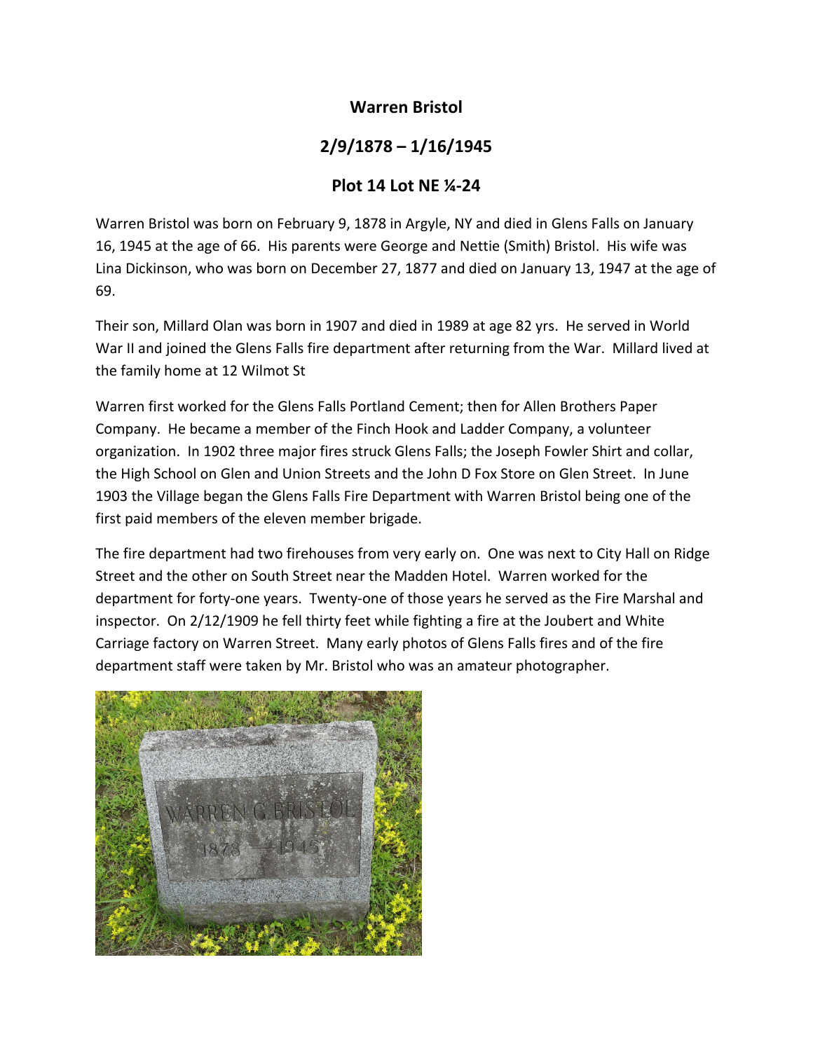# Warren Bristol

## 2/9/1878 – 1/16/1945

## Plot 14 Lot NE ¼-24

Warren Bristol was born on February 9, 1878 in Argyle, NY and died in Glens Falls on January 16, 1945 at the age of 66. His parents were George and Nettie (Smith) Bristol. His wife was Lina Dickinson, who was born on December 27, 1877 and died on January 13, 1947 at the age of 69.

Their son, Millard Olan was born in 1907 and died in 1989 at age 82 yrs. He served in World War II and joined the Glens Falls fire department after returning from the War. Millard lived at the family home at 12 Wilmot St

Warren first worked for the Glens Falls Portland Cement; then for Allen Brothers Paper Company. He became a member of the Finch Hook and Ladder Company, a volunteer organization. In 1902 three major fires struck Glens Falls; the Joseph Fowler Shirt and collar, the High School on Glen and Union Streets and the John D Fox Store on Glen Street. In June 1903 the Village began the Glens Falls Fire Department with Warren Bristol being one of the first paid members of the eleven member brigade.

The fire department had two firehouses from very early on. One was next to City Hall on Ridge Street and the other on South Street near the Madden Hotel. Warren worked for the department for forty-one years. Twenty-one of those years he served as the Fire Marshal and inspector. On 2/12/1909 he fell thirty feet while fighting a fire at the Joubert and White Carriage factory on Warren Street. Many early photos of Glens Falls fires and of the fire department staff were taken by Mr. Bristol who was an amateur photographer.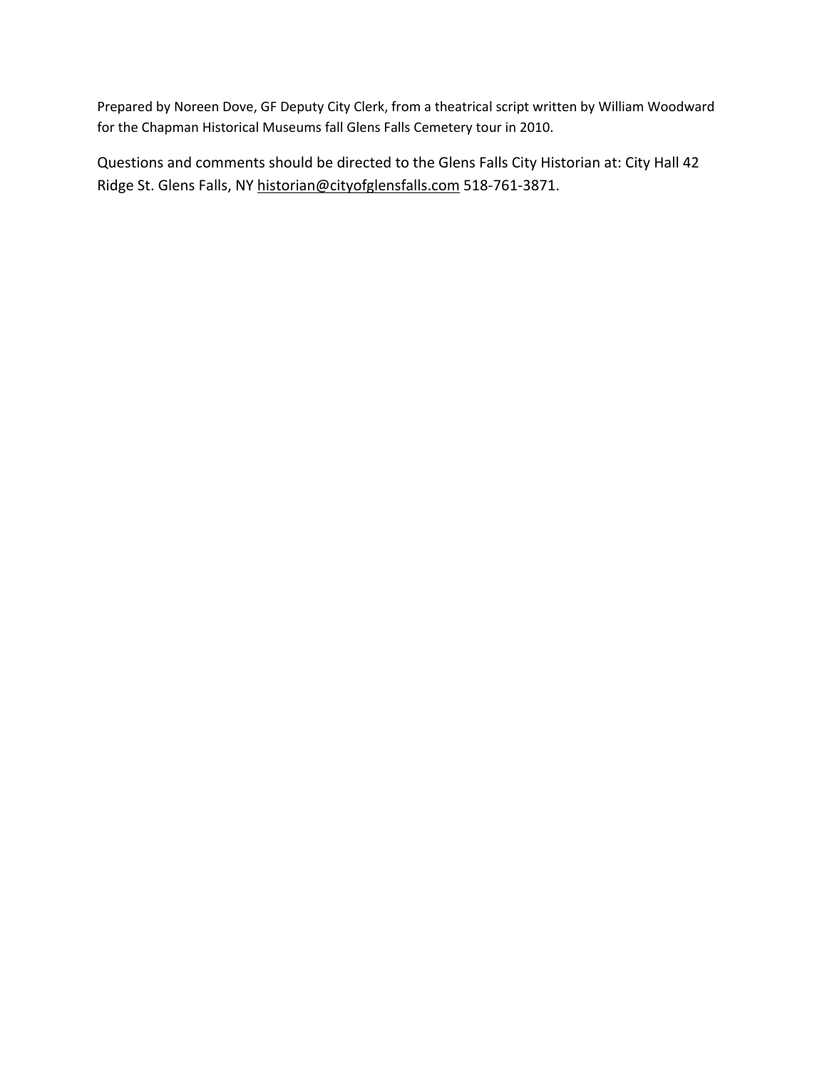Prepared by Noreen Dove, GF Deputy City Clerk, from a theatrical script written by William Woodward for the Chapman Historical Museums fall Glens Falls Cemetery tour in 2010.

Questions and comments should be directed to the Glens Falls City Historian at: City Hall 42 Ridge St. Glens Falls, NY historian@cityofglensfalls.com 518-761-3871.